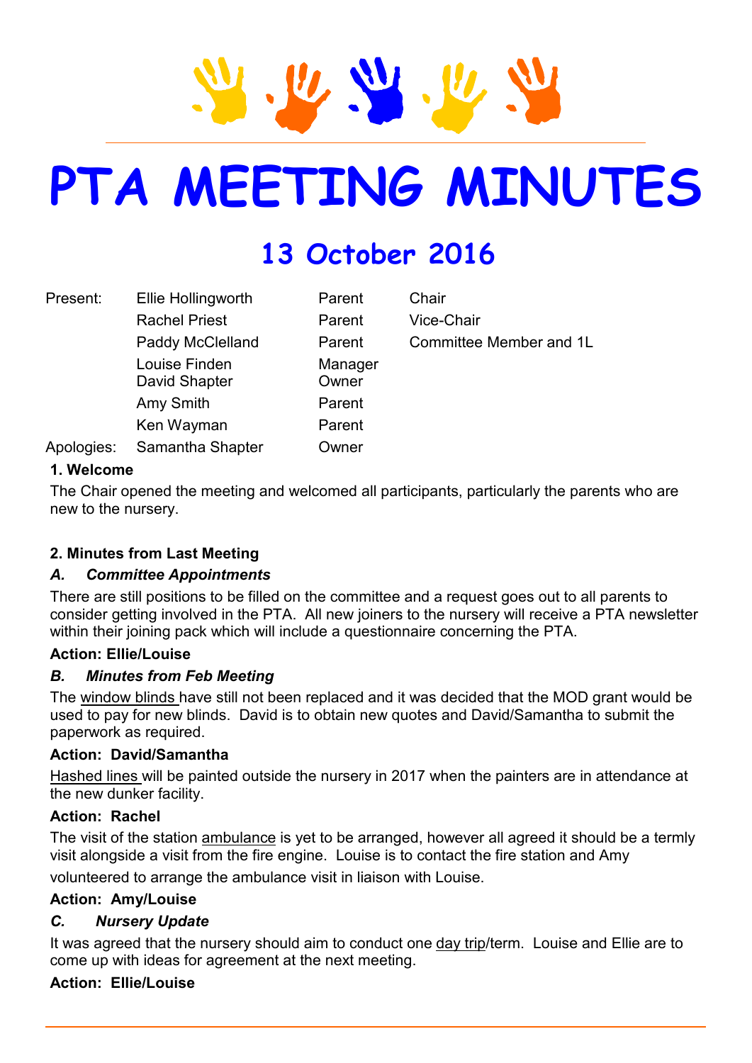# PTA MEETING MINUTES

## 13 October 2016

| Present: | Ellie Hollingworth | Parent | Chair |
|---|---|---|---|
| | Rachel Priest | Parent | Vice-Chair |
| | Paddy McClelland | Parent | Committee Member and 1L |
| | Louise Finden | Manager | |
| | David Shapter | Owner | |
| | Amy Smith | Parent | |
| | Ken Wayman | Parent | |
| Apologies: | Samantha Shapter | Owner | |

**1. Welcome**

The Chair opened the meeting and welcomed all participants, particularly the parents who are new to the nursery.

**2. Minutes from Last Meeting**

***A. Committee Appointments***

There are still positions to be filled on the committee and a request goes out to all parents to consider getting involved in the PTA. All new joiners to the nursery will receive a PTA newsletter within their joining pack which will include a questionnaire concerning the PTA.

**Action: Ellie/Louise**

***B. Minutes from Feb Meeting***

The window blinds have still not been replaced and it was decided that the MOD grant would be used to pay for new blinds. David is to obtain new quotes and David/Samantha to submit the paperwork as required.

**Action: David/Samantha**

Hashed lines will be painted outside the nursery in 2017 when the painters are in attendance at the new dunker facility.

**Action: Rachel**

The visit of the station ambulance is yet to be arranged, however all agreed it should be a termly visit alongside a visit from the fire engine. Louise is to contact the fire station and Amy volunteered to arrange the ambulance visit in liaison with Louise.

**Action: Amy/Louise**

***C. Nursery Update***

It was agreed that the nursery should aim to conduct one day trip/term. Louise and Ellie are to come up with ideas for agreement at the next meeting.

**Action: Ellie/Louise**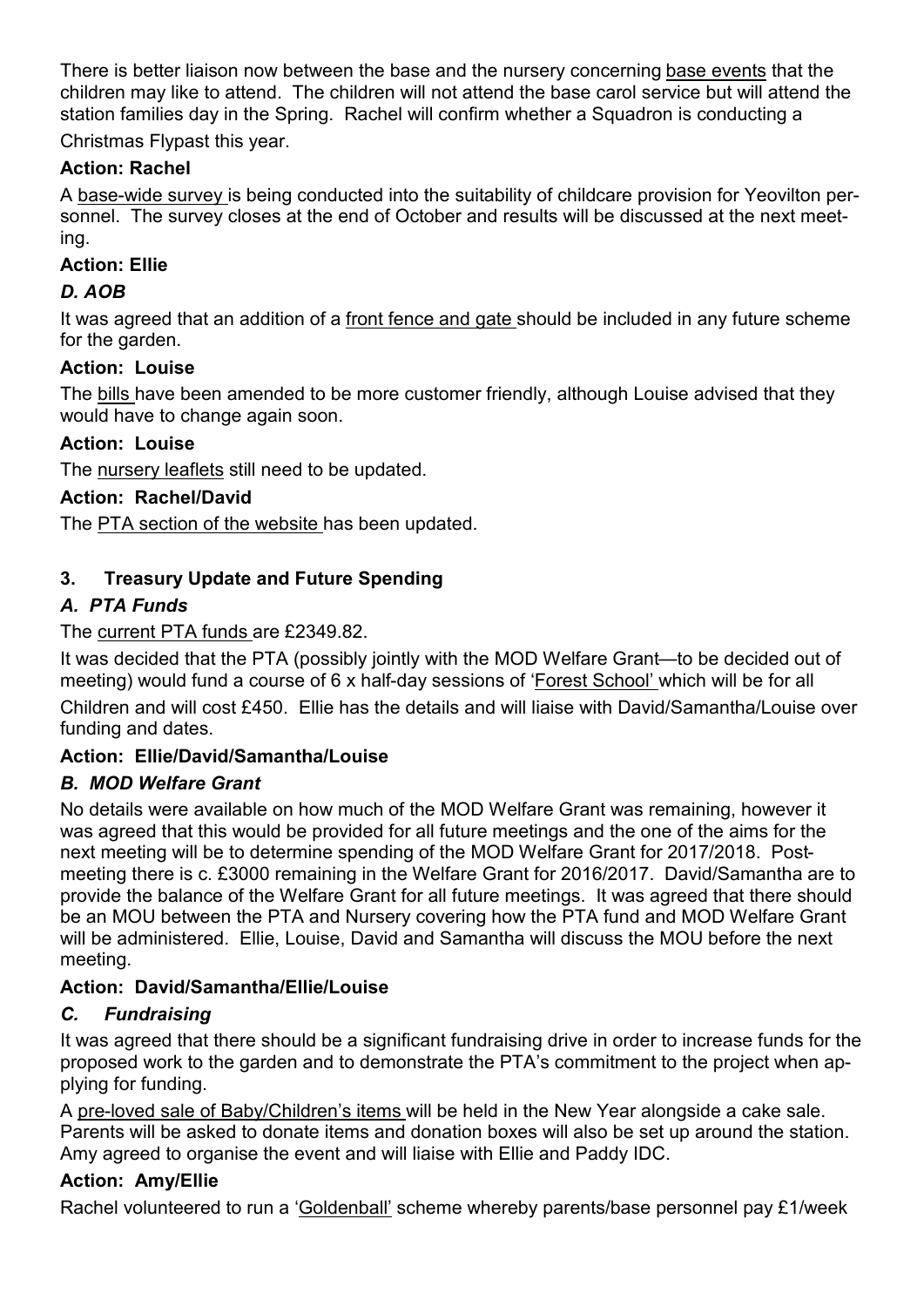There is better liaison now between the base and the nursery concerning base events that the children may like to attend. The children will not attend the base carol service but will attend the station families day in the Spring. Rachel will confirm whether a Squadron is conducting a Christmas Flypast this year.

**Action: Rachel**

A base-wide survey is being conducted into the suitability of childcare provision for Yeovilton personnel. The survey closes at the end of October and results will be discussed at the next meeting.

**Action: Ellie**

### *D. AOB*

It was agreed that an addition of a front fence and gate should be included in any future scheme for the garden.

**Action: Louise**

The bills have been amended to be more customer friendly, although Louise advised that they would have to change again soon.

**Action: Louise**

The nursery leaflets still need to be updated.

**Action: Rachel/David**

The PTA section of the website has been updated.

## 3. Treasury Update and Future Spending

### *A. PTA Funds*

The current PTA funds are £2349.82.

It was decided that the PTA (possibly jointly with the MOD Welfare Grant—to be decided out of meeting) would fund a course of 6 x half-day sessions of 'Forest School' which will be for all Children and will cost £450. Ellie has the details and will liaise with David/Samantha/Louise over funding and dates.

**Action: Ellie/David/Samantha/Louise**

### *B. MOD Welfare Grant*

No details were available on how much of the MOD Welfare Grant was remaining, however it was agreed that this would be provided for all future meetings and the one of the aims for the next meeting will be to determine spending of the MOD Welfare Grant for 2017/2018. Post-meeting there is c. £3000 remaining in the Welfare Grant for 2016/2017. David/Samantha are to provide the balance of the Welfare Grant for all future meetings. It was agreed that there should be an MOU between the PTA and Nursery covering how the PTA fund and MOD Welfare Grant will be administered. Ellie, Louise, David and Samantha will discuss the MOU before the next meeting.

**Action: David/Samantha/Ellie/Louise**

### *C. Fundraising*

It was agreed that there should be a significant fundraising drive in order to increase funds for the proposed work to the garden and to demonstrate the PTA's commitment to the project when applying for funding.

A pre-loved sale of Baby/Children's items will be held in the New Year alongside a cake sale. Parents will be asked to donate items and donation boxes will also be set up around the station. Amy agreed to organise the event and will liaise with Ellie and Paddy IDC.

**Action: Amy/Ellie**

Rachel volunteered to run a 'Goldenball' scheme whereby parents/base personnel pay £1/week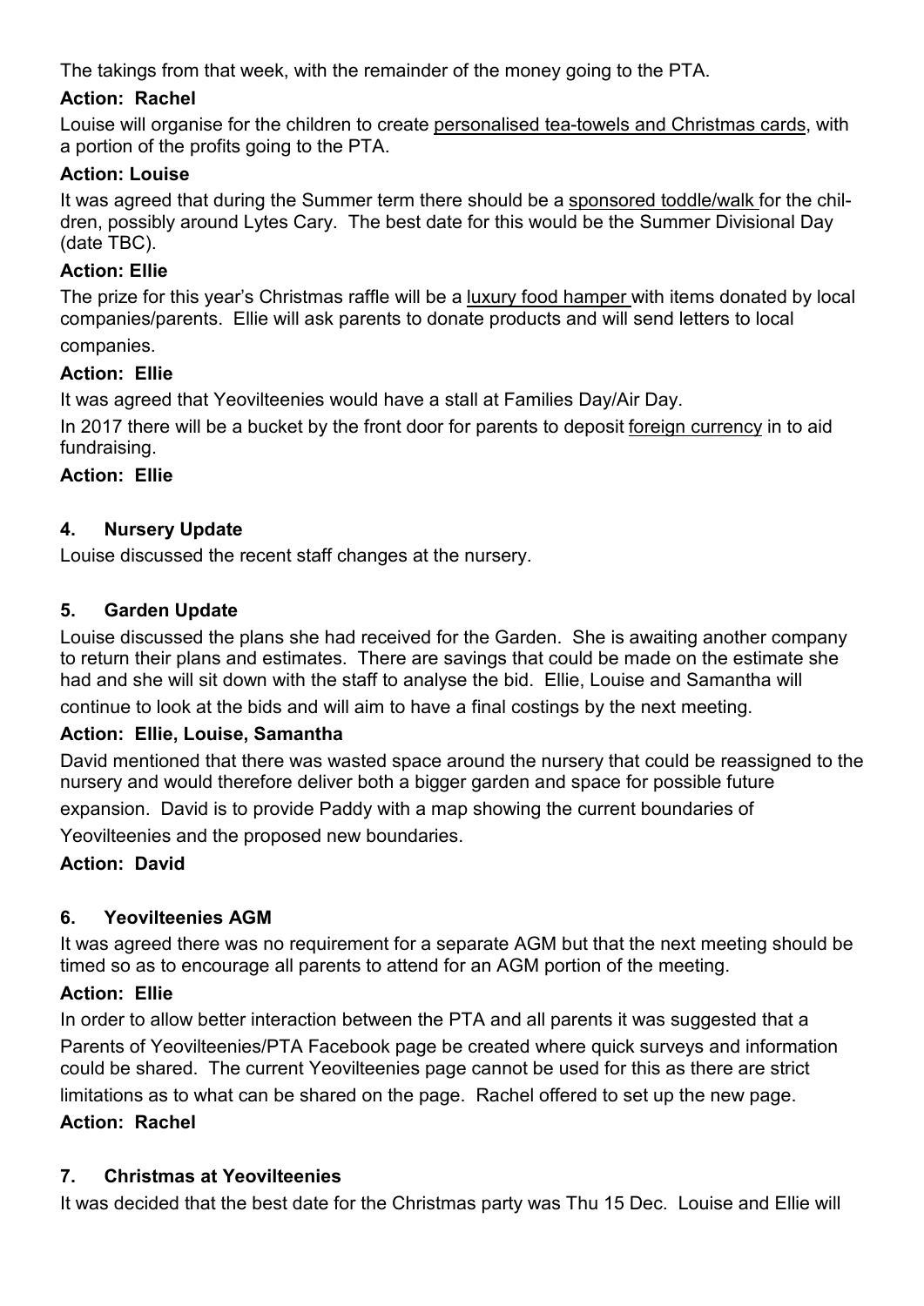The takings from that week, with the remainder of the money going to the PTA.

**Action: Rachel**

Louise will organise for the children to create personalised tea-towels and Christmas cards, with a portion of the profits going to the PTA.

**Action: Louise**

It was agreed that during the Summer term there should be a sponsored toddle/walk for the children, possibly around Lytes Cary. The best date for this would be the Summer Divisional Day (date TBC).

**Action: Ellie**

The prize for this year's Christmas raffle will be a luxury food hamper with items donated by local companies/parents. Ellie will ask parents to donate products and will send letters to local companies.

**Action: Ellie**

It was agreed that Yeovilteenies would have a stall at Families Day/Air Day.

In 2017 there will be a bucket by the front door for parents to deposit foreign currency in to aid fundraising.

**Action: Ellie**

## 4. Nursery Update

Louise discussed the recent staff changes at the nursery.

## 5. Garden Update

Louise discussed the plans she had received for the Garden. She is awaiting another company to return their plans and estimates. There are savings that could be made on the estimate she had and she will sit down with the staff to analyse the bid. Ellie, Louise and Samantha will continue to look at the bids and will aim to have a final costings by the next meeting.

**Action: Ellie, Louise, Samantha**

David mentioned that there was wasted space around the nursery that could be reassigned to the nursery and would therefore deliver both a bigger garden and space for possible future expansion. David is to provide Paddy with a map showing the current boundaries of Yeovilteenies and the proposed new boundaries.

**Action: David**

## 6. Yeovilteenies AGM

It was agreed there was no requirement for a separate AGM but that the next meeting should be timed so as to encourage all parents to attend for an AGM portion of the meeting.

**Action: Ellie**

In order to allow better interaction between the PTA and all parents it was suggested that a Parents of Yeovilteenies/PTA Facebook page be created where quick surveys and information could be shared. The current Yeovilteenies page cannot be used for this as there are strict limitations as to what can be shared on the page. Rachel offered to set up the new page.

**Action: Rachel**

## 7. Christmas at Yeovilteenies

It was decided that the best date for the Christmas party was Thu 15 Dec. Louise and Ellie will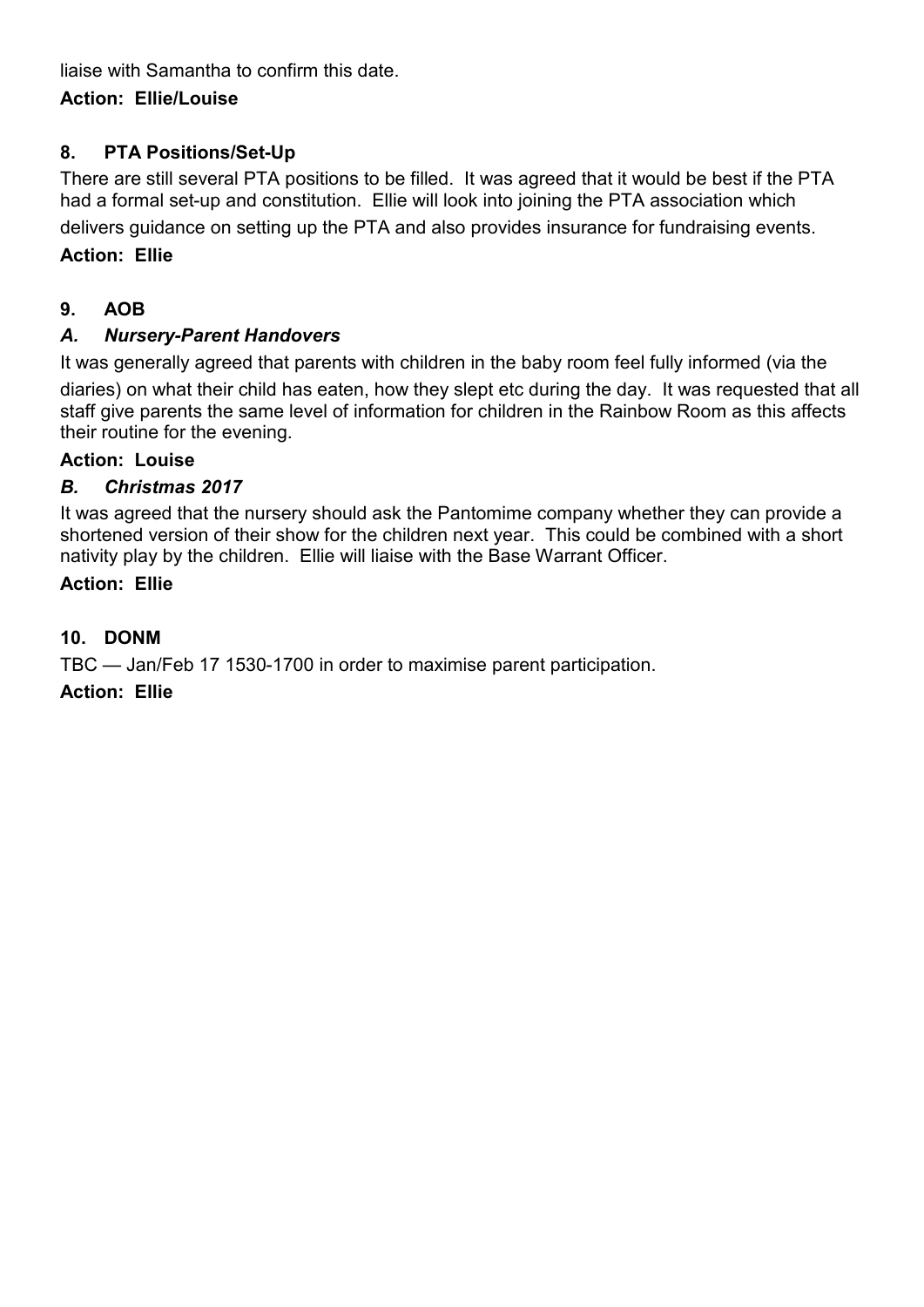liaise with Samantha to confirm this date.

**Action: Ellie/Louise**

## 8. PTA Positions/Set-Up

There are still several PTA positions to be filled. It was agreed that it would be best if the PTA had a formal set-up and constitution. Ellie will look into joining the PTA association which delivers guidance on setting up the PTA and also provides insurance for fundraising events.

**Action: Ellie**

## 9. AOB

### *A. Nursery-Parent Handovers*

It was generally agreed that parents with children in the baby room feel fully informed (via the diaries) on what their child has eaten, how they slept etc during the day. It was requested that all staff give parents the same level of information for children in the Rainbow Room as this affects their routine for the evening.

**Action: Louise**

### *B. Christmas 2017*

It was agreed that the nursery should ask the Pantomime company whether they can provide a shortened version of their show for the children next year. This could be combined with a short nativity play by the children. Ellie will liaise with the Base Warrant Officer.

**Action: Ellie**

## 10. DONM

TBC — Jan/Feb 17 1530-1700 in order to maximise parent participation.

**Action: Ellie**